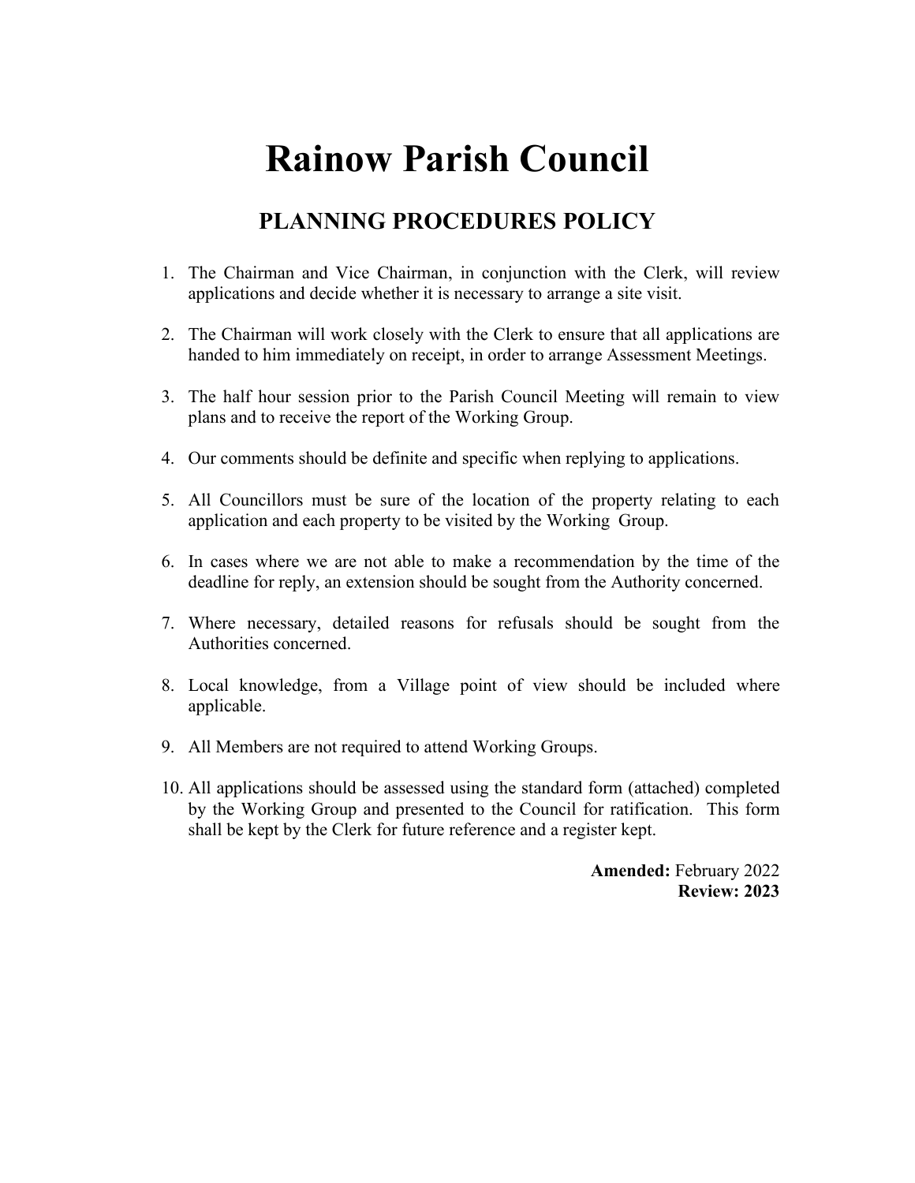# Rainow Parish Council

## PLANNING PROCEDURES POLICY

1. The Chairman and Vice Chairman, in conjunction with the Clerk, will review applications and decide whether it is necessary to arrange a site visit.

2. The Chairman will work closely with the Clerk to ensure that all applications are handed to him immediately on receipt, in order to arrange Assessment Meetings.

3. The half hour session prior to the Parish Council Meeting will remain to view plans and to receive the report of the Working Group.

4. Our comments should be definite and specific when replying to applications.

5. All Councillors must be sure of the location of the property relating to each application and each property to be visited by the Working Group.

6. In cases where we are not able to make a recommendation by the time of the deadline for reply, an extension should be sought from the Authority concerned.

7. Where necessary, detailed reasons for refusals should be sought from the Authorities concerned.

8. Local knowledge, from a Village point of view should be included where applicable.

9. All Members are not required to attend Working Groups.

10. All applications should be assessed using the standard form (attached) completed by the Working Group and presented to the Council for ratification. This form shall be kept by the Clerk for future reference and a register kept.

**Amended:** February 2022
**Review: 2023**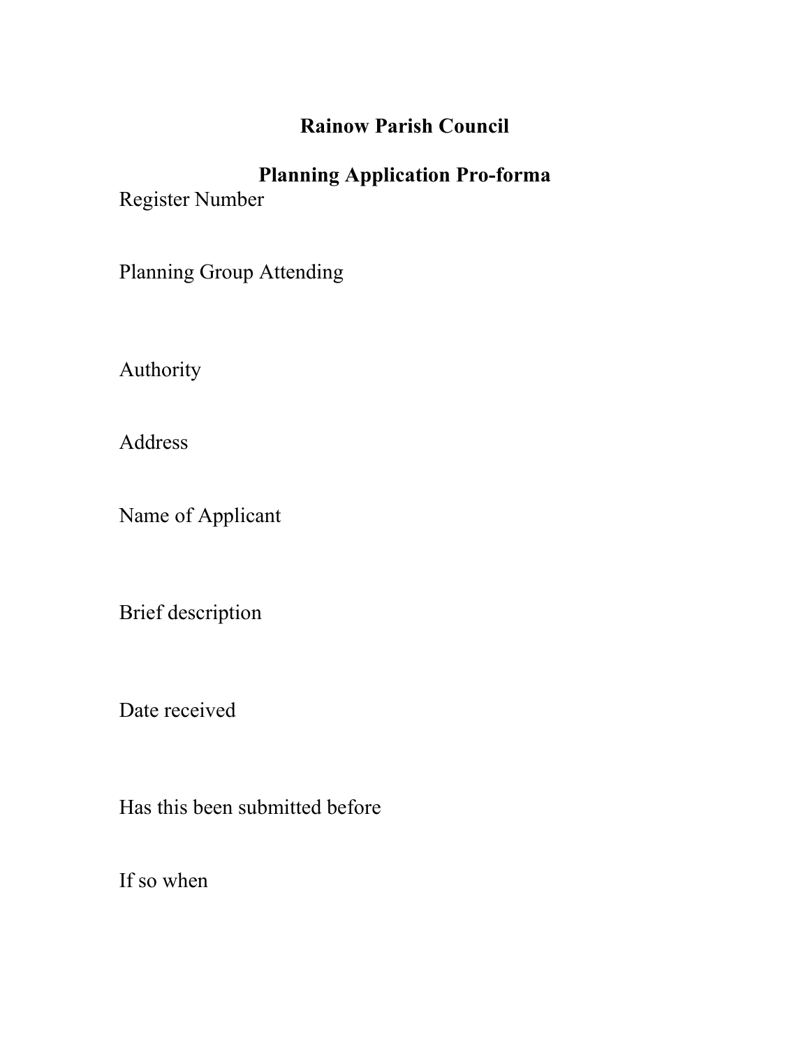**Rainow Parish Council**

**Planning Application Pro-forma**

Register Number

Planning Group Attending

Authority

Address

Name of Applicant

Brief description

Date received

Has this been submitted before

If so when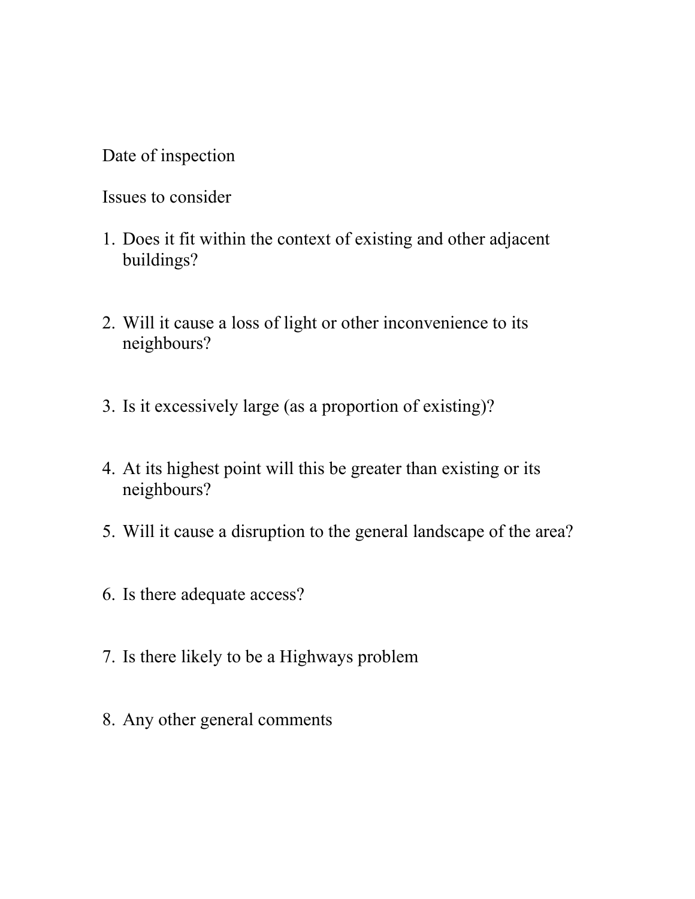Date of inspection

Issues to consider

1. Does it fit within the context of existing and other adjacent buildings?

2. Will it cause a loss of light or other inconvenience to its neighbours?

3. Is it excessively large (as a proportion of existing)?

4. At its highest point will this be greater than existing or its neighbours?

5. Will it cause a disruption to the general landscape of the area?

6. Is there adequate access?

7. Is there likely to be a Highways problem

8. Any other general comments